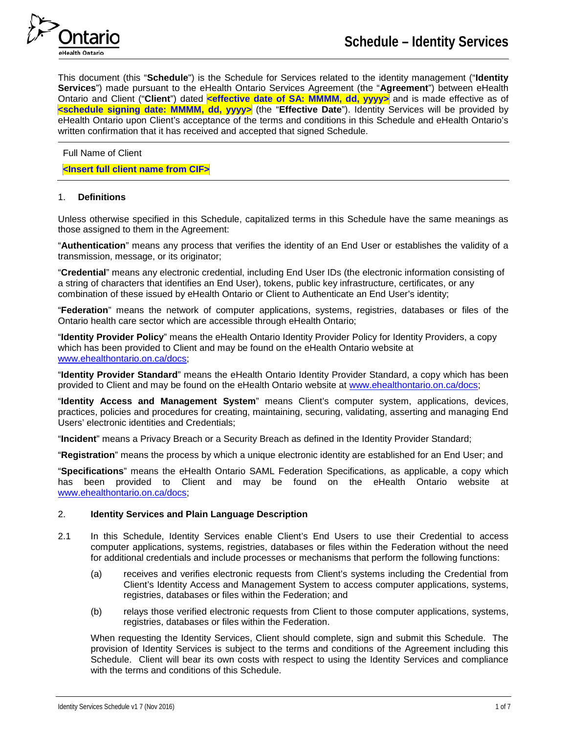# Schedule – Identity Services

This document (this "**Schedule**") is the Schedule for Services related to the identity management ("**Identity Services**") made pursuant to the eHealth Ontario Services Agreement (the "**Agreement**") between eHealth Ontario and Client ("**Client**") dated **<effective date of SA: MMMM, dd, yyyy>** and is made effective as of **<schedule signing date: MMMM, dd, yyyy>** (the "**Effective Date**"). Identity Services will be provided by eHealth Ontario upon Client's acceptance of the terms and conditions in this Schedule and eHealth Ontario's written confirmation that it has received and accepted that signed Schedule.

---

Full Name of Client

**<Insert full client name from CIF>**

---

## 1. Definitions

Unless otherwise specified in this Schedule, capitalized terms in this Schedule have the same meanings as those assigned to them in the Agreement:

"**Authentication**" means any process that verifies the identity of an End User or establishes the validity of a transmission, message, or its originator;

"**Credential**" means any electronic credential, including End User IDs (the electronic information consisting of a string of characters that identifies an End User), tokens, public key infrastructure, certificates, or any combination of these issued by eHealth Ontario or Client to Authenticate an End User's identity;

"**Federation**" means the network of computer applications, systems, registries, databases or files of the Ontario health care sector which are accessible through eHealth Ontario;

"**Identity Provider Policy**" means the eHealth Ontario Identity Provider Policy for Identity Providers, a copy which has been provided to Client and may be found on the eHealth Ontario website at www.ehealthontario.on.ca/docs;

"**Identity Provider Standard**" means the eHealth Ontario Identity Provider Standard, a copy which has been provided to Client and may be found on the eHealth Ontario website at www.ehealthontario.on.ca/docs;

"**Identity Access and Management System**" means Client's computer system, applications, devices, practices, policies and procedures for creating, maintaining, securing, validating, asserting and managing End Users' electronic identities and Credentials;

"**Incident**" means a Privacy Breach or a Security Breach as defined in the Identity Provider Standard;

"**Registration**" means the process by which a unique electronic identity are established for an End User; and

"**Specifications**" means the eHealth Ontario SAML Federation Specifications, as applicable, a copy which has been provided to Client and may be found on the eHealth Ontario website at www.ehealthontario.on.ca/docs;

## 2. Identity Services and Plain Language Description

2.1 In this Schedule, Identity Services enable Client's End Users to use their Credential to access computer applications, systems, registries, databases or files within the Federation without the need for additional credentials and include processes or mechanisms that perform the following functions:

(a) receives and verifies electronic requests from Client's systems including the Credential from Client's Identity Access and Management System to access computer applications, systems, registries, databases or files within the Federation; and

(b) relays those verified electronic requests from Client to those computer applications, systems, registries, databases or files within the Federation.

When requesting the Identity Services, Client should complete, sign and submit this Schedule. The provision of Identity Services is subject to the terms and conditions of the Agreement including this Schedule. Client will bear its own costs with respect to using the Identity Services and compliance with the terms and conditions of this Schedule.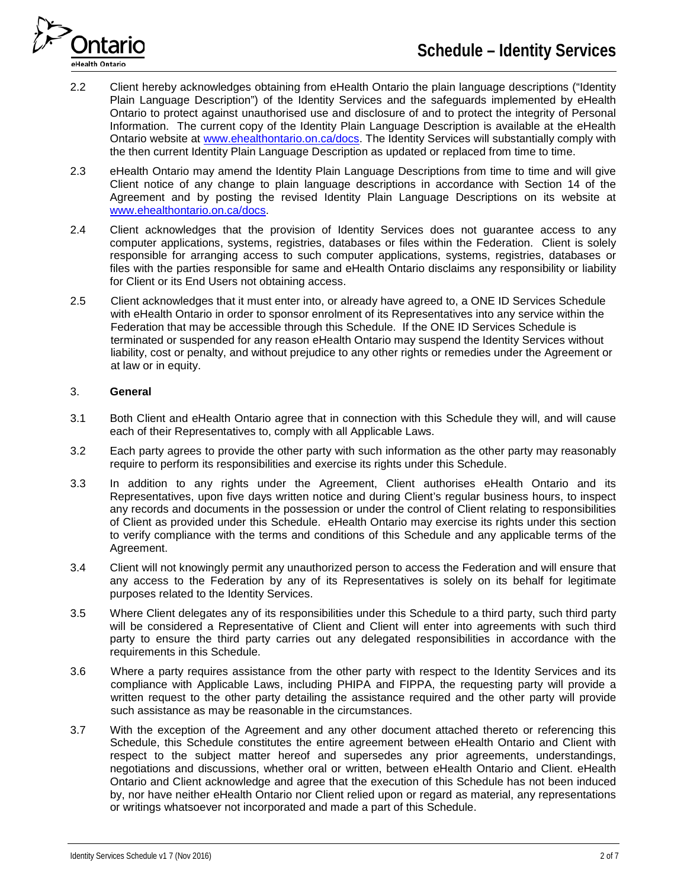2.2 Client hereby acknowledges obtaining from eHealth Ontario the plain language descriptions ("Identity Plain Language Description") of the Identity Services and the safeguards implemented by eHealth Ontario to protect against unauthorised use and disclosure of and to protect the integrity of Personal Information. The current copy of the Identity Plain Language Description is available at the eHealth Ontario website at [www.ehealthontario.on.ca/docs](http://www.ehealthontario.on.ca/docs). The Identity Services will substantially comply with the then current Identity Plain Language Description as updated or replaced from time to time.

2.3 eHealth Ontario may amend the Identity Plain Language Descriptions from time to time and will give Client notice of any change to plain language descriptions in accordance with Section 14 of the Agreement and by posting the revised Identity Plain Language Descriptions on its website at [www.ehealthontario.on.ca/docs](http://www.ehealthontario.on.ca/docs).

2.4 Client acknowledges that the provision of Identity Services does not guarantee access to any computer applications, systems, registries, databases or files within the Federation. Client is solely responsible for arranging access to such computer applications, systems, registries, databases or files with the parties responsible for same and eHealth Ontario disclaims any responsibility or liability for Client or its End Users not obtaining access.

2.5 Client acknowledges that it must enter into, or already have agreed to, a ONE ID Services Schedule with eHealth Ontario in order to sponsor enrolment of its Representatives into any service within the Federation that may be accessible through this Schedule. If the ONE ID Services Schedule is terminated or suspended for any reason eHealth Ontario may suspend the Identity Services without liability, cost or penalty, and without prejudice to any other rights or remedies under the Agreement or at law or in equity.

## 3. **General**

3.1 Both Client and eHealth Ontario agree that in connection with this Schedule they will, and will cause each of their Representatives to, comply with all Applicable Laws.

3.2 Each party agrees to provide the other party with such information as the other party may reasonably require to perform its responsibilities and exercise its rights under this Schedule.

3.3 In addition to any rights under the Agreement, Client authorises eHealth Ontario and its Representatives, upon five days written notice and during Client's regular business hours, to inspect any records and documents in the possession or under the control of Client relating to responsibilities of Client as provided under this Schedule. eHealth Ontario may exercise its rights under this section to verify compliance with the terms and conditions of this Schedule and any applicable terms of the Agreement.

3.4 Client will not knowingly permit any unauthorized person to access the Federation and will ensure that any access to the Federation by any of its Representatives is solely on its behalf for legitimate purposes related to the Identity Services.

3.5 Where Client delegates any of its responsibilities under this Schedule to a third party, such third party will be considered a Representative of Client and Client will enter into agreements with such third party to ensure the third party carries out any delegated responsibilities in accordance with the requirements in this Schedule.

3.6 Where a party requires assistance from the other party with respect to the Identity Services and its compliance with Applicable Laws, including PHIPA and FIPPA, the requesting party will provide a written request to the other party detailing the assistance required and the other party will provide such assistance as may be reasonable in the circumstances.

3.7 With the exception of the Agreement and any other document attached thereto or referencing this Schedule, this Schedule constitutes the entire agreement between eHealth Ontario and Client with respect to the subject matter hereof and supersedes any prior agreements, understandings, negotiations and discussions, whether oral or written, between eHealth Ontario and Client. eHealth Ontario and Client acknowledge and agree that the execution of this Schedule has not been induced by, nor have neither eHealth Ontario nor Client relied upon or regard as material, any representations or writings whatsoever not incorporated and made a part of this Schedule.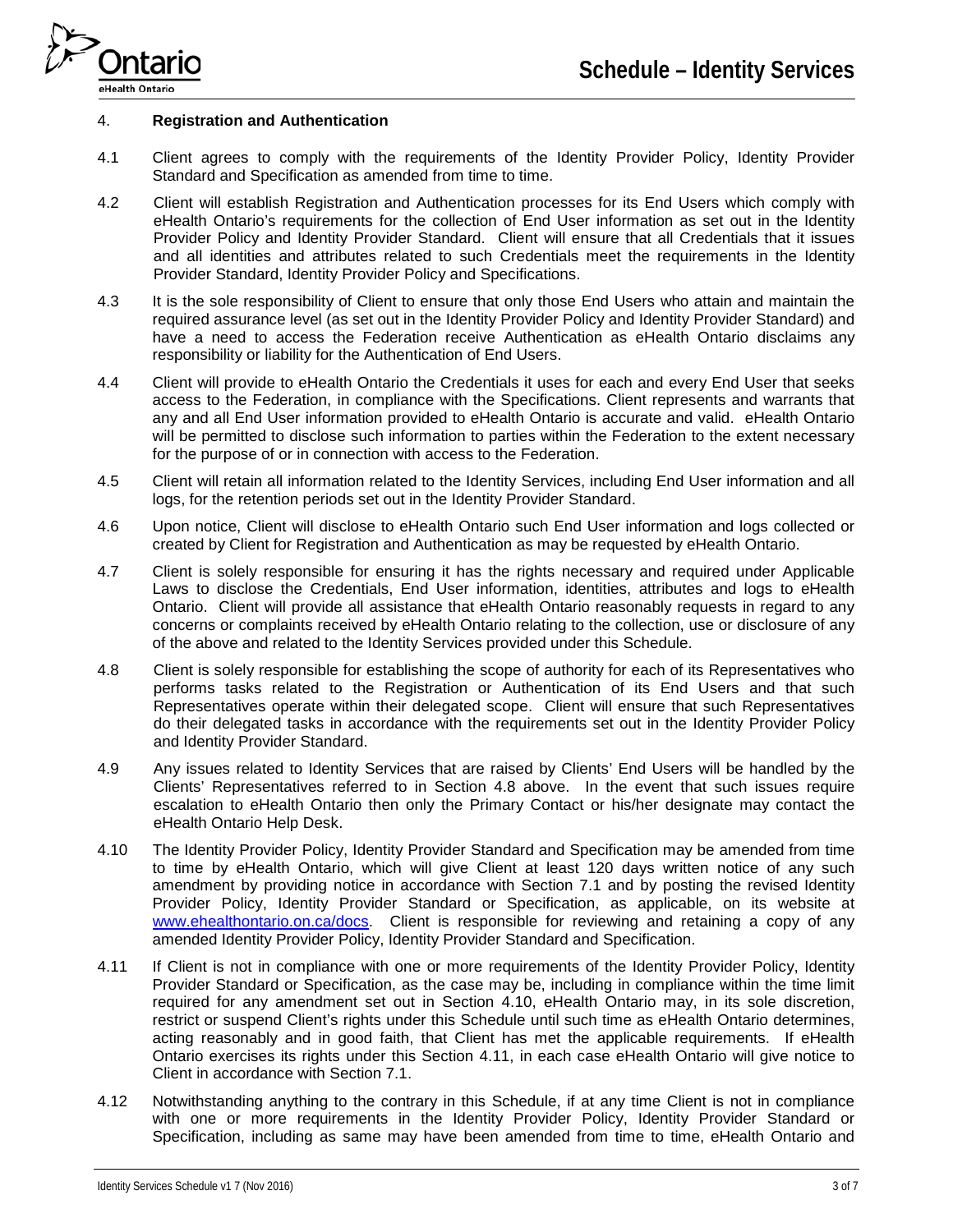## 4. **Registration and Authentication**

4.1 Client agrees to comply with the requirements of the Identity Provider Policy, Identity Provider Standard and Specification as amended from time to time.

4.2 Client will establish Registration and Authentication processes for its End Users which comply with eHealth Ontario's requirements for the collection of End User information as set out in the Identity Provider Policy and Identity Provider Standard. Client will ensure that all Credentials that it issues and all identities and attributes related to such Credentials meet the requirements in the Identity Provider Standard, Identity Provider Policy and Specifications.

4.3 It is the sole responsibility of Client to ensure that only those End Users who attain and maintain the required assurance level (as set out in the Identity Provider Policy and Identity Provider Standard) and have a need to access the Federation receive Authentication as eHealth Ontario disclaims any responsibility or liability for the Authentication of End Users.

4.4 Client will provide to eHealth Ontario the Credentials it uses for each and every End User that seeks access to the Federation, in compliance with the Specifications. Client represents and warrants that any and all End User information provided to eHealth Ontario is accurate and valid. eHealth Ontario will be permitted to disclose such information to parties within the Federation to the extent necessary for the purpose of or in connection with access to the Federation.

4.5 Client will retain all information related to the Identity Services, including End User information and all logs, for the retention periods set out in the Identity Provider Standard.

4.6 Upon notice, Client will disclose to eHealth Ontario such End User information and logs collected or created by Client for Registration and Authentication as may be requested by eHealth Ontario.

4.7 Client is solely responsible for ensuring it has the rights necessary and required under Applicable Laws to disclose the Credentials, End User information, identities, attributes and logs to eHealth Ontario. Client will provide all assistance that eHealth Ontario reasonably requests in regard to any concerns or complaints received by eHealth Ontario relating to the collection, use or disclosure of any of the above and related to the Identity Services provided under this Schedule.

4.8 Client is solely responsible for establishing the scope of authority for each of its Representatives who performs tasks related to the Registration or Authentication of its End Users and that such Representatives operate within their delegated scope. Client will ensure that such Representatives do their delegated tasks in accordance with the requirements set out in the Identity Provider Policy and Identity Provider Standard.

4.9 Any issues related to Identity Services that are raised by Clients' End Users will be handled by the Clients' Representatives referred to in Section 4.8 above. In the event that such issues require escalation to eHealth Ontario then only the Primary Contact or his/her designate may contact the eHealth Ontario Help Desk.

4.10 The Identity Provider Policy, Identity Provider Standard and Specification may be amended from time to time by eHealth Ontario, which will give Client at least 120 days written notice of any such amendment by providing notice in accordance with Section 7.1 and by posting the revised Identity Provider Policy, Identity Provider Standard or Specification, as applicable, on its website at [www.ehealthontario.on.ca/docs](http://www.ehealthontario.on.ca/docs). Client is responsible for reviewing and retaining a copy of any amended Identity Provider Policy, Identity Provider Standard and Specification.

4.11 If Client is not in compliance with one or more requirements of the Identity Provider Policy, Identity Provider Standard or Specification, as the case may be, including in compliance within the time limit required for any amendment set out in Section 4.10, eHealth Ontario may, in its sole discretion, restrict or suspend Client's rights under this Schedule until such time as eHealth Ontario determines, acting reasonably and in good faith, that Client has met the applicable requirements. If eHealth Ontario exercises its rights under this Section 4.11, in each case eHealth Ontario will give notice to Client in accordance with Section 7.1.

4.12 Notwithstanding anything to the contrary in this Schedule, if at any time Client is not in compliance with one or more requirements in the Identity Provider Policy, Identity Provider Standard or Specification, including as same may have been amended from time to time, eHealth Ontario and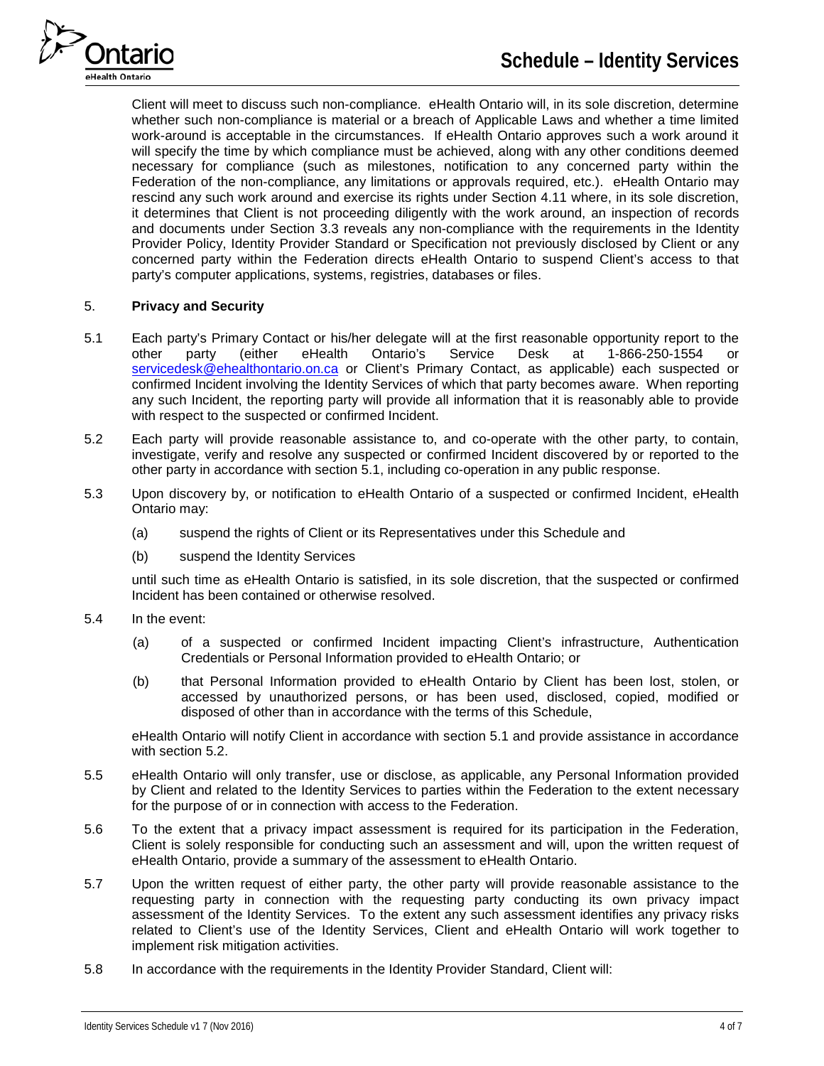Client will meet to discuss such non-compliance. eHealth Ontario will, in its sole discretion, determine whether such non-compliance is material or a breach of Applicable Laws and whether a time limited work-around is acceptable in the circumstances. If eHealth Ontario approves such a work around it will specify the time by which compliance must be achieved, along with any other conditions deemed necessary for compliance (such as milestones, notification to any concerned party within the Federation of the non-compliance, any limitations or approvals required, etc.). eHealth Ontario may rescind any such work around and exercise its rights under Section 4.11 where, in its sole discretion, it determines that Client is not proceeding diligently with the work around, an inspection of records and documents under Section 3.3 reveals any non-compliance with the requirements in the Identity Provider Policy, Identity Provider Standard or Specification not previously disclosed by Client or any concerned party within the Federation directs eHealth Ontario to suspend Client's access to that party's computer applications, systems, registries, databases or files.

## 5. Privacy and Security

5.1 Each party's Primary Contact or his/her delegate will at the first reasonable opportunity report to the other party (either eHealth Ontario's Service Desk at 1-866-250-1554 or servicedesk@ehealthontario.on.ca or Client's Primary Contact, as applicable) each suspected or confirmed Incident involving the Identity Services of which that party becomes aware. When reporting any such Incident, the reporting party will provide all information that it is reasonably able to provide with respect to the suspected or confirmed Incident.

5.2 Each party will provide reasonable assistance to, and co-operate with the other party, to contain, investigate, verify and resolve any suspected or confirmed Incident discovered by or reported to the other party in accordance with section 5.1, including co-operation in any public response.

5.3 Upon discovery by, or notification to eHealth Ontario of a suspected or confirmed Incident, eHealth Ontario may:

(a) suspend the rights of Client or its Representatives under this Schedule and

(b) suspend the Identity Services

until such time as eHealth Ontario is satisfied, in its sole discretion, that the suspected or confirmed Incident has been contained or otherwise resolved.

5.4 In the event:

(a) of a suspected or confirmed Incident impacting Client's infrastructure, Authentication Credentials or Personal Information provided to eHealth Ontario; or

(b) that Personal Information provided to eHealth Ontario by Client has been lost, stolen, or accessed by unauthorized persons, or has been used, disclosed, copied, modified or disposed of other than in accordance with the terms of this Schedule,

eHealth Ontario will notify Client in accordance with section 5.1 and provide assistance in accordance with section 5.2.

5.5 eHealth Ontario will only transfer, use or disclose, as applicable, any Personal Information provided by Client and related to the Identity Services to parties within the Federation to the extent necessary for the purpose of or in connection with access to the Federation.

5.6 To the extent that a privacy impact assessment is required for its participation in the Federation, Client is solely responsible for conducting such an assessment and will, upon the written request of eHealth Ontario, provide a summary of the assessment to eHealth Ontario.

5.7 Upon the written request of either party, the other party will provide reasonable assistance to the requesting party in connection with the requesting party conducting its own privacy impact assessment of the Identity Services. To the extent any such assessment identifies any privacy risks related to Client's use of the Identity Services, Client and eHealth Ontario will work together to implement risk mitigation activities.

5.8 In accordance with the requirements in the Identity Provider Standard, Client will: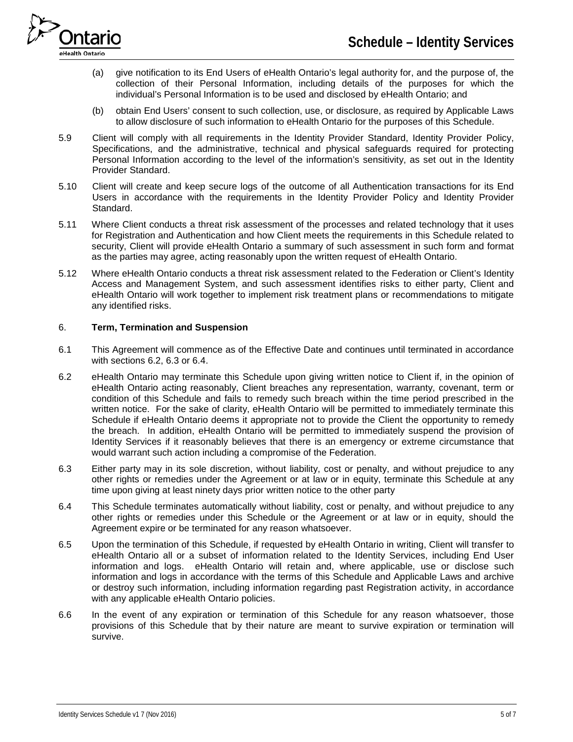(a) give notification to its End Users of eHealth Ontario's legal authority for, and the purpose of, the collection of their Personal Information, including details of the purposes for which the individual's Personal Information is to be used and disclosed by eHealth Ontario; and

(b) obtain End Users' consent to such collection, use, or disclosure, as required by Applicable Laws to allow disclosure of such information to eHealth Ontario for the purposes of this Schedule.

5.9 Client will comply with all requirements in the Identity Provider Standard, Identity Provider Policy, Specifications, and the administrative, technical and physical safeguards required for protecting Personal Information according to the level of the information's sensitivity, as set out in the Identity Provider Standard.

5.10 Client will create and keep secure logs of the outcome of all Authentication transactions for its End Users in accordance with the requirements in the Identity Provider Policy and Identity Provider Standard.

5.11 Where Client conducts a threat risk assessment of the processes and related technology that it uses for Registration and Authentication and how Client meets the requirements in this Schedule related to security, Client will provide eHealth Ontario a summary of such assessment in such form and format as the parties may agree, acting reasonably upon the written request of eHealth Ontario.

5.12 Where eHealth Ontario conducts a threat risk assessment related to the Federation or Client's Identity Access and Management System, and such assessment identifies risks to either party, Client and eHealth Ontario will work together to implement risk treatment plans or recommendations to mitigate any identified risks.

## 6. Term, Termination and Suspension

6.1 This Agreement will commence as of the Effective Date and continues until terminated in accordance with sections 6.2, 6.3 or 6.4.

6.2 eHealth Ontario may terminate this Schedule upon giving written notice to Client if, in the opinion of eHealth Ontario acting reasonably, Client breaches any representation, warranty, covenant, term or condition of this Schedule and fails to remedy such breach within the time period prescribed in the written notice. For the sake of clarity, eHealth Ontario will be permitted to immediately terminate this Schedule if eHealth Ontario deems it appropriate not to provide the Client the opportunity to remedy the breach. In addition, eHealth Ontario will be permitted to immediately suspend the provision of Identity Services if it reasonably believes that there is an emergency or extreme circumstance that would warrant such action including a compromise of the Federation.

6.3 Either party may in its sole discretion, without liability, cost or penalty, and without prejudice to any other rights or remedies under the Agreement or at law or in equity, terminate this Schedule at any time upon giving at least ninety days prior written notice to the other party

6.4 This Schedule terminates automatically without liability, cost or penalty, and without prejudice to any other rights or remedies under this Schedule or the Agreement or at law or in equity, should the Agreement expire or be terminated for any reason whatsoever.

6.5 Upon the termination of this Schedule, if requested by eHealth Ontario in writing, Client will transfer to eHealth Ontario all or a subset of information related to the Identity Services, including End User information and logs. eHealth Ontario will retain and, where applicable, use or disclose such information and logs in accordance with the terms of this Schedule and Applicable Laws and archive or destroy such information, including information regarding past Registration activity, in accordance with any applicable eHealth Ontario policies.

6.6 In the event of any expiration or termination of this Schedule for any reason whatsoever, those provisions of this Schedule that by their nature are meant to survive expiration or termination will survive.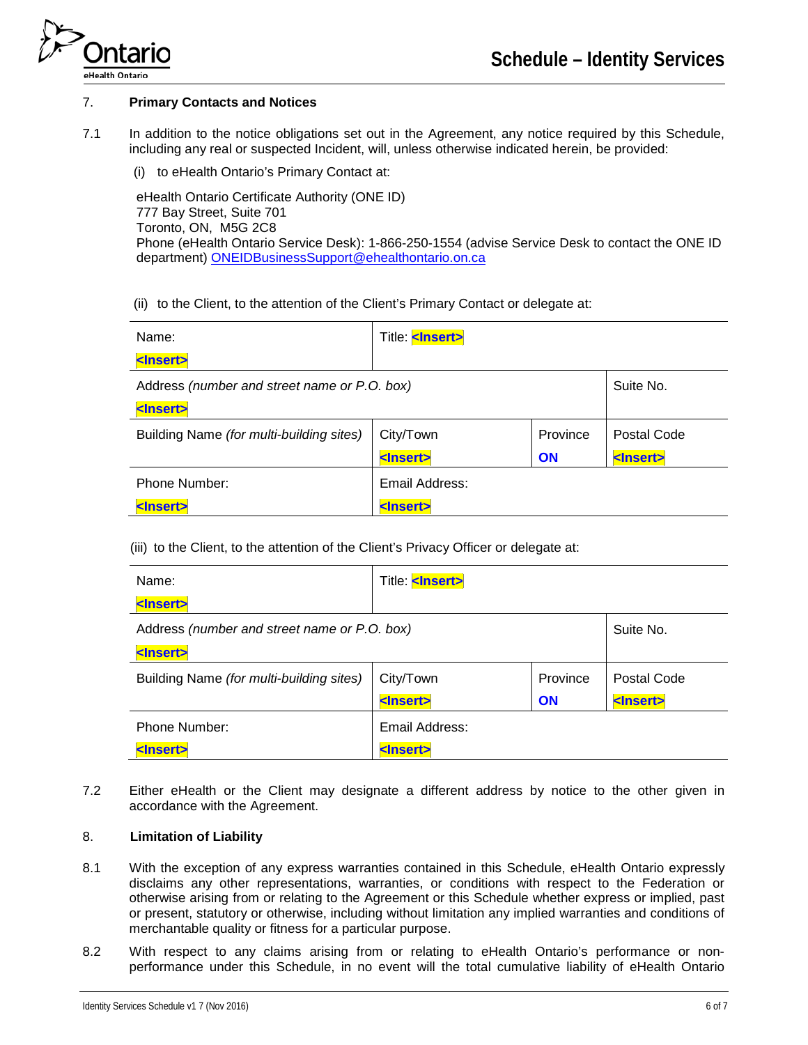## 7. Primary Contacts and Notices

7.1 In addition to the notice obligations set out in the Agreement, any notice required by this Schedule, including any real or suspected Incident, will, unless otherwise indicated herein, be provided:

(i) to eHealth Ontario's Primary Contact at:

eHealth Ontario Certificate Authority (ONE ID)
777 Bay Street, Suite 701
Toronto, ON, M5G 2C8
Phone (eHealth Ontario Service Desk): 1-866-250-1554 (advise Service Desk to contact the ONE ID department) ONEIDBusinessSupport@ehealthontario.on.ca

(ii) to the Client, to the attention of the Client's Primary Contact or delegate at:

| Name: <Insert> | Title: <Insert> | | |
|---|---|---|---|
| Address *(number and street name or P.O. box)* <Insert> | | | Suite No. |
| Building Name *(for multi-building sites)* | City/Town <Insert> | Province **ON** | Postal Code <Insert> |
| Phone Number: <Insert> | Email Address: <Insert> | | |

(iii) to the Client, to the attention of the Client's Privacy Officer or delegate at:

| Name: <Insert> | Title: <Insert> | | |
|---|---|---|---|
| Address *(number and street name or P.O. box)* <Insert> | | | Suite No. |
| Building Name *(for multi-building sites)* | City/Town <Insert> | Province **ON** | Postal Code <Insert> |
| Phone Number: <Insert> | Email Address: <Insert> | | |

7.2 Either eHealth or the Client may designate a different address by notice to the other given in accordance with the Agreement.

## 8. Limitation of Liability

8.1 With the exception of any express warranties contained in this Schedule, eHealth Ontario expressly disclaims any other representations, warranties, or conditions with respect to the Federation or otherwise arising from or relating to the Agreement or this Schedule whether express or implied, past or present, statutory or otherwise, including without limitation any implied warranties and conditions of merchantable quality or fitness for a particular purpose.

8.2 With respect to any claims arising from or relating to eHealth Ontario's performance or non-performance under this Schedule, in no event will the total cumulative liability of eHealth Ontario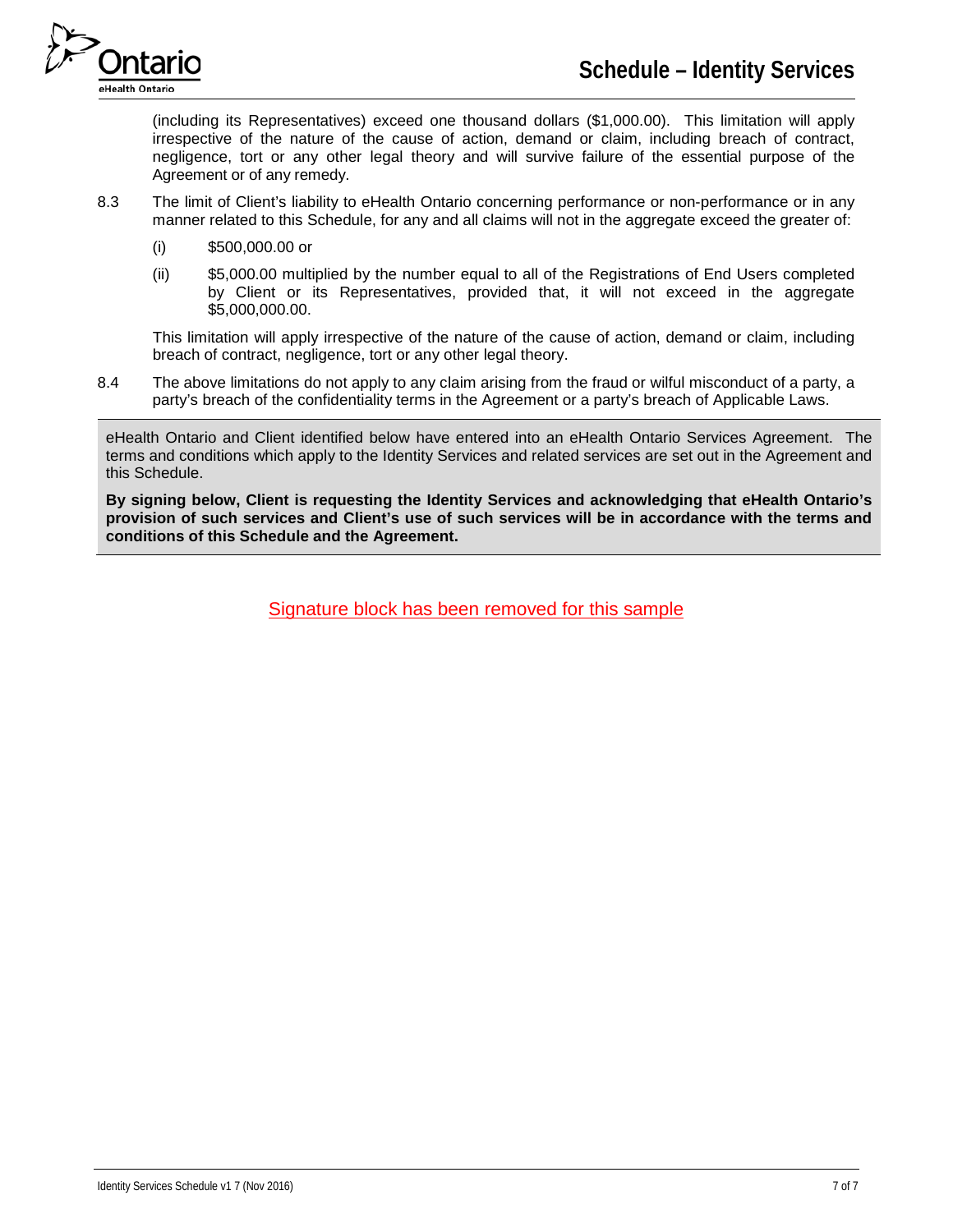(including its Representatives) exceed one thousand dollars ($1,000.00). This limitation will apply irrespective of the nature of the cause of action, demand or claim, including breach of contract, negligence, tort or any other legal theory and will survive failure of the essential purpose of the Agreement or of any remedy.

8.3 The limit of Client's liability to eHealth Ontario concerning performance or non-performance or in any manner related to this Schedule, for any and all claims will not in the aggregate exceed the greater of:

(i) $500,000.00 or

(ii) $5,000.00 multiplied by the number equal to all of the Registrations of End Users completed by Client or its Representatives, provided that, it will not exceed in the aggregate $5,000,000.00.

This limitation will apply irrespective of the nature of the cause of action, demand or claim, including breach of contract, negligence, tort or any other legal theory.

8.4 The above limitations do not apply to any claim arising from the fraud or wilful misconduct of a party, a party's breach of the confidentiality terms in the Agreement or a party's breach of Applicable Laws.

eHealth Ontario and Client identified below have entered into an eHealth Ontario Services Agreement. The terms and conditions which apply to the Identity Services and related services are set out in the Agreement and this Schedule.

**By signing below, Client is requesting the Identity Services and acknowledging that eHealth Ontario's provision of such services and Client's use of such services will be in accordance with the terms and conditions of this Schedule and the Agreement.**

Signature block has been removed for this sample